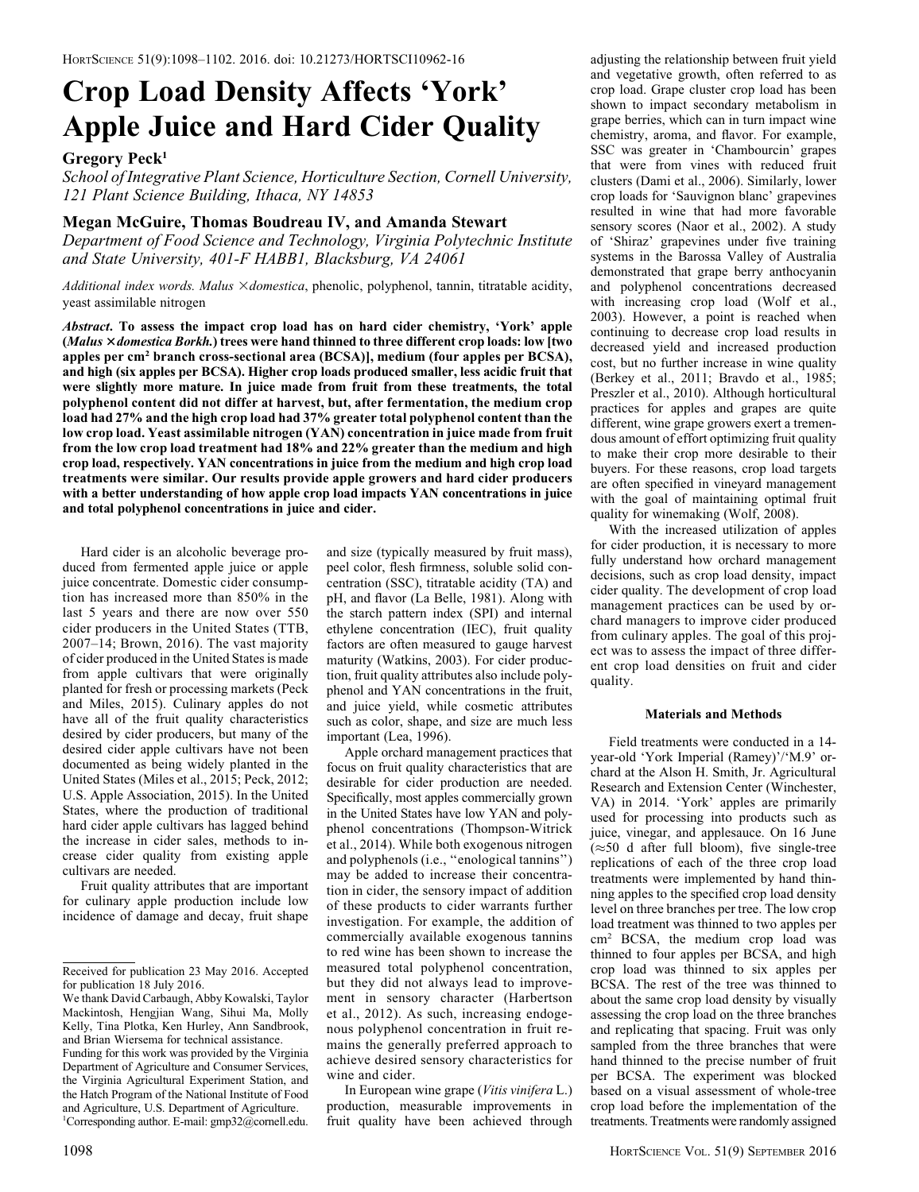# Crop Load Density Affects 'York' Apple Juice and Hard Cider Quality

**Gregory Peck[1]**

*School of Integrative Plant Science, Horticulture Section, Cornell University, 121 Plant Science Building, Ithaca, NY 14853*

**Megan McGuire, Thomas Boudreau IV, and Amanda Stewart**

*Department of Food Science and Technology, Virginia Polytechnic Institute and State University, 401-F HABB1, Blacksburg, VA 24061*

*Additional index words.* *Malus ×domestica*, phenolic, polyphenol, tannin, titratable acidity, yeast assimilable nitrogen

***Abstract*****. To assess the impact crop load has on hard cider chemistry, 'York' apple (*****Malus ×domestica Borkh.*****) trees were hand thinned to three different crop loads: low [two apples per cm$^2$ branch cross-sectional area (BCSA)], medium (four apples per BCSA), and high (six apples per BCSA). Higher crop loads produced smaller, less acidic fruit that were slightly more mature. In juice made from fruit from these treatments, the total polyphenol content did not differ at harvest, but, after fermentation, the medium crop load had 27% and the high crop load had 37% greater total polyphenol content than the low crop load. Yeast assimilable nitrogen (YAN) concentration in juice made from fruit from the low crop load treatment had 18% and 22% greater than the medium and high crop load, respectively. YAN concentrations in juice from the medium and high crop load treatments were similar. Our results provide apple growers and hard cider producers with a better understanding of how apple crop load impacts YAN concentrations in juice and total polyphenol concentrations in juice and cider.**

Hard cider is an alcoholic beverage produced from fermented apple juice or apple juice concentrate. Domestic cider consumption has increased more than 850% in the last 5 years and there are now over 550 cider producers in the United States (TTB, 2007–14; Brown, 2016). The vast majority of cider produced in the United States is made from apple cultivars that were originally planted for fresh or processing markets (Peck and Miles, 2015). Culinary apples do not have all of the fruit quality characteristics desired by cider producers, but many of the desired cider apple cultivars have not been documented as being widely planted in the United States (Miles et al., 2015; Peck, 2012; U.S. Apple Association, 2015). In the United States, where the production of traditional hard cider apple cultivars has lagged behind the increase in cider sales, methods to increase cider quality from existing apple cultivars are needed.

Fruit quality attributes that are important for culinary apple production include low incidence of damage and decay, fruit shape and size (typically measured by fruit mass), peel color, flesh firmness, soluble solid concentration (SSC), titratable acidity (TA) and pH, and flavor (La Belle, 1981). Along with the starch pattern index (SPI) and internal ethylene concentration (IEC), fruit quality factors are often measured to gauge harvest maturity (Watkins, 2003). For cider production, fruit quality attributes also include polyphenol and YAN concentrations in the fruit, and juice yield, while cosmetic attributes such as color, shape, and size are much less important (Lea, 1996).

Apple orchard management practices that focus on fruit quality characteristics that are desirable for cider production are needed. Specifically, most apples commercially grown in the United States have low YAN and polyphenol concentrations (Thompson-Witrick et al., 2014). While both exogenous nitrogen and polyphenols (i.e., "enological tannins") may be added to increase their concentration in cider, the sensory impact of addition of these products to cider warrants further investigation. For example, the addition of commercially available exogenous tannins to red wine has been shown to increase the measured total polyphenol concentration, but they did not always lead to improvement in sensory character (Harbertson et al., 2012). As such, increasing endogenous polyphenol concentration in fruit remains the generally preferred approach to achieve desired sensory characteristics for wine and cider.

In European wine grape (*Vitis vinifera* L.) production, measurable improvements in fruit quality have been achieved through adjusting the relationship between fruit yield and vegetative growth, often referred to as crop load. Grape cluster crop load has been shown to impact secondary metabolism in grape berries, which can in turn impact wine chemistry, aroma, and flavor. For example, SSC was greater in 'Chambourcin' grapes that were from vines with reduced fruit clusters (Dami et al., 2006). Similarly, lower crop loads for 'Sauvignon blanc' grapevines resulted in wine that had more favorable sensory scores (Naor et al., 2002). A study of 'Shiraz' grapevines under five training systems in the Barossa Valley of Australia demonstrated that grape berry anthocyanin and polyphenol concentrations decreased with increasing crop load (Wolf et al., 2003). However, a point is reached when continuing to decrease crop load results in decreased yield and increased production cost, but no further increase in wine quality (Berkey et al., 2011; Bravdo et al., 1985; Preszler et al., 2010). Although horticultural practices for apples and grapes are quite different, wine grape growers exert a tremendous amount of effort optimizing fruit quality to make their crop more desirable to their buyers. For these reasons, crop load targets are often specified in vineyard management with the goal of maintaining optimal fruit quality for winemaking (Wolf, 2008).

With the increased utilization of apples for cider production, it is necessary to more fully understand how orchard management decisions, such as crop load density, impact cider quality. The development of crop load management practices can be used by orchard managers to improve cider produced from culinary apples. The goal of this project was to assess the impact of three different crop load densities on fruit and cider quality.

## Materials and Methods

Field treatments were conducted in a 14-year-old 'York Imperial (Ramey)'/'M.9' orchard at the Alson H. Smith, Jr. Agricultural Research and Extension Center (Winchester, VA) in 2014. 'York' apples are primarily used for processing into products such as juice, vinegar, and applesauce. On 16 June (≈50 d after full bloom), five single-tree replications of each of the three crop load treatments were implemented by hand thinning apples to the specified crop load density level on three branches per tree. The low crop load treatment was thinned to two apples per cm$^2$ BCSA, the medium crop load was thinned to four apples per BCSA, and high crop load was thinned to six apples per BCSA. The rest of the tree was thinned to about the same crop load density by visually assessing the crop load on the three branches and replicating that spacing. Fruit was only sampled from the three branches that were hand thinned to the precise number of fruit per BCSA. The experiment was blocked based on a visual assessment of whole-tree crop load before the implementation of the treatments. Treatments were randomly assigned

---

Received for publication 23 May 2016. Accepted for publication 18 July 2016.

We thank David Carbaugh, Abby Kowalski, Taylor Mackintosh, Hengjian Wang, Sihui Ma, Molly Kelly, Tina Plotka, Ken Hurley, Ann Sandbrook, and Brian Wiersema for technical assistance.

Funding for this work was provided by the Virginia Department of Agriculture and Consumer Services, the Virginia Agricultural Experiment Station, and the Hatch Program of the National Institute of Food and Agriculture, U.S. Department of Agriculture.

[1]Corresponding author. E-mail: gmp32@cornell.edu.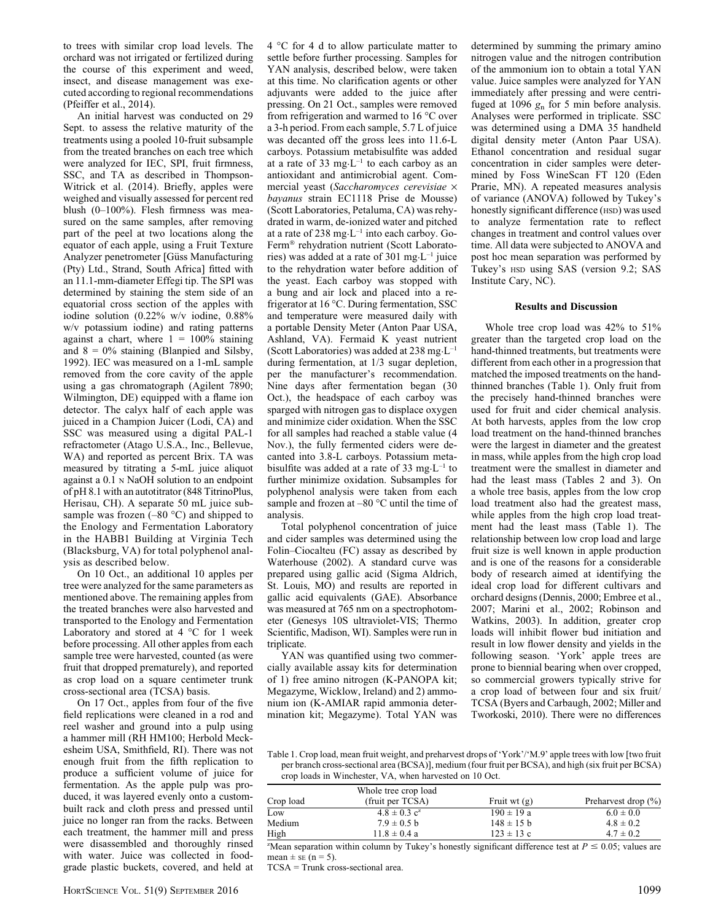to trees with similar crop load levels. The orchard was not irrigated or fertilized during the course of this experiment and weed, insect, and disease management was executed according to regional recommendations (Pfeiffer et al., 2014).

An initial harvest was conducted on 29 Sept. to assess the relative maturity of the treatments using a pooled 10-fruit subsample from the treated branches on each tree which were analyzed for IEC, SPI, fruit firmness, SSC, and TA as described in Thompson-Witrick et al. (2014). Briefly, apples were weighed and visually assessed for percent red blush (0–100%). Flesh firmness was measured on the same samples, after removing part of the peel at two locations along the equator of each apple, using a Fruit Texture Analyzer penetrometer [Güss Manufacturing (Pty) Ltd., Strand, South Africa] fitted with an 11.1-mm-diameter Effegi tip. The SPI was determined by staining the stem side of an equatorial cross section of the apples with iodine solution (0.22% w/v iodine, 0.88% w/v potassium iodine) and rating patterns against a chart, where 1 = 100% staining and 8 = 0% staining (Blanpied and Silsby, 1992). IEC was measured on a 1-mL sample removed from the core cavity of the apple using a gas chromatograph (Agilent 7890; Wilmington, DE) equipped with a flame ion detector. The calyx half of each apple was juiced in a Champion Juicer (Lodi, CA) and SSC was measured using a digital PAL-1 refractometer (Atago U.S.A., Inc., Bellevue, WA) and reported as percent Brix. TA was measured by titrating a 5-mL juice aliquot against a 0.1 N NaOH solution to an endpoint of pH 8.1 with an autotitrator (848 TitrinoPlus, Herisau, CH). A separate 50 mL juice subsample was frozen (–80 °C) and shipped to the Enology and Fermentation Laboratory in the HABB1 Building at Virginia Tech (Blacksburg, VA) for total polyphenol analysis as described below.

On 10 Oct., an additional 10 apples per tree were analyzed for the same parameters as mentioned above. The remaining apples from the treated branches were also harvested and transported to the Enology and Fermentation Laboratory and stored at 4 °C for 1 week before processing. All other apples from each sample tree were harvested, counted (as were fruit that dropped prematurely), and reported as crop load on a square centimeter trunk cross-sectional area (TCSA) basis.

On 17 Oct., apples from four of the five field replications were cleaned in a rod and reel washer and ground into a pulp using a hammer mill (RH HM100; Herbold Meckesheim USA, Smithfield, RI). There was not enough fruit from the fifth replication to produce a sufficient volume of juice for fermentation. As the apple pulp was produced, it was layered evenly onto a custom-built rack and cloth press and pressed until juice no longer ran from the racks. Between each treatment, the hammer mill and press were disassembled and thoroughly rinsed with water. Juice was collected in food-grade plastic buckets, covered, and held at 4 °C for 4 d to allow particulate matter to settle before further processing. Samples for YAN analysis, described below, were taken at this time. No clarification agents or other adjuvants were added to the juice after pressing. On 21 Oct., samples were removed from refrigeration and warmed to 16 °C over a 3-h period. From each sample, 5.7 L of juice was decanted off the gross lees into 11.6-L carboys. Potassium metabisulfite was added at a rate of 33 $mg \cdot L^{-1}$ to each carboy as an antioxidant and antimicrobial agent. Commercial yeast (*Saccharomyces cerevisiae* × *bayanus* strain EC1118 Prise de Mousse) (Scott Laboratories, Petaluma, CA) was rehydrated in warm, de-ionized water and pitched at a rate of 238 $mg \cdot L^{-1}$ into each carboy. Go-Ferm® rehydration nutrient (Scott Laboratories) was added at a rate of 301 $mg \cdot L^{-1}$ juice to the rehydration water before addition of the yeast. Each carboy was stopped with a bung and air lock and placed into a refrigerator at 16 °C. During fermentation, SSC and temperature were measured daily with a portable Density Meter (Anton Paar USA, Ashland, VA). Fermaid K yeast nutrient (Scott Laboratories) was added at 238 $mg \cdot L^{-1}$ during fermentation, at 1/3 sugar depletion, per the manufacturer's recommendation. Nine days after fermentation began (30 Oct.), the headspace of each carboy was sparged with nitrogen gas to displace oxygen and minimize cider oxidation. When the SSC for all samples had reached a stable value (4 Nov.), the fully fermented ciders were decanted into 3.8-L carboys. Potassium metabisulfite was added at a rate of 33 $mg \cdot L^{-1}$ to further minimize oxidation. Subsamples for polyphenol analysis were taken from each sample and frozen at –80 °C until the time of analysis.

Total polyphenol concentration of juice and cider samples was determined using the Folin–Ciocalteu (FC) assay as described by Waterhouse (2002). A standard curve was prepared using gallic acid (Sigma Aldrich, St. Louis, MO) and results are reported in gallic acid equivalents (GAE). Absorbance was measured at 765 nm on a spectrophotometer (Genesys 10S ultraviolet-VIS; Thermo Scientific, Madison, WI). Samples were run in triplicate.

YAN was quantified using two commercially available assay kits for determination of 1) free amino nitrogen (K-PANOPA kit; Megazyme, Wicklow, Ireland) and 2) ammonium ion (K-AMIAR rapid ammonia determination kit; Megazyme). Total YAN was determined by summing the primary amino nitrogen value and the nitrogen contribution of the ammonium ion to obtain a total YAN value. Juice samples were analyzed for YAN immediately after pressing and were centrifuged at 1096 $g_n$ for 5 min before analysis. Analyses were performed in triplicate. SSC was determined using a DMA 35 handheld digital density meter (Anton Paar USA). Ethanol concentration and residual sugar concentration in cider samples were determined by Foss WineScan FT 120 (Eden Prarie, MN). A repeated measures analysis of variance (ANOVA) followed by Tukey's honestly significant difference (HSD) was used to analyze fermentation rate to reflect changes in treatment and control values over time. All data were subjected to ANOVA and post hoc mean separation was performed by Tukey's HSD using SAS (version 9.2; SAS Institute Cary, NC).

## Results and Discussion

Whole tree crop load was 42% to 51% greater than the targeted crop load on the hand-thinned treatments, but treatments were different from each other in a progression that matched the imposed treatments on the hand-thinned branches (Table 1). Only fruit from the precisely hand-thinned branches were used for fruit and cider chemical analysis. At both harvests, apples from the low crop load treatment on the hand-thinned branches were the largest in diameter and the greatest in mass, while apples from the high crop load treatment were the smallest in diameter and had the least mass (Tables 2 and 3). On a whole tree basis, apples from the low crop load treatment also had the greatest mass, while apples from the high crop load treatment had the least mass (Table 1). The relationship between low crop load and large fruit size is well known in apple production and is one of the reasons for a considerable body of research aimed at identifying the ideal crop load for different cultivars and orchard designs (Dennis, 2000; Embree et al., 2007; Marini et al., 2002; Robinson and Watkins, 2003). In addition, greater crop loads will inhibit flower bud initiation and result in low flower density and yields in the following season. 'York' apple trees are prone to biennial bearing when over cropped, so commercial growers typically strive for a crop load of between four and six fruit/TCSA (Byers and Carbaugh, 2002; Miller and Tworkoski, 2010). There were no differences

Table 1. Crop load, mean fruit weight, and preharvest drops of 'York'/'M.9' apple trees with low [two fruit per branch cross-sectional area (BCSA)], medium (four fruit per BCSA), and high (six fruit per BCSA) crop loads in Winchester, VA, when harvested on 10 Oct.

| Crop load | Whole tree crop load (fruit per TCSA) | Fruit wt (g) | Preharvest drop (%) |
|---|---|---|---|
| Low | 4.8 ± 0.3 c[z] | 190 ± 19 a | 6.0 ± 0.0 |
| Medium | 7.9 ± 0.5 b | 148 ± 15 b | 4.8 ± 0.2 |
| High | 11.8 ± 0.4 a | 123 ± 13 c | 4.7 ± 0.2 |

[z]Mean separation within column by Tukey's honestly significant difference test at $P \leq 0.05$; values are mean ± SE (n = 5).

TCSA = Trunk cross-sectional area.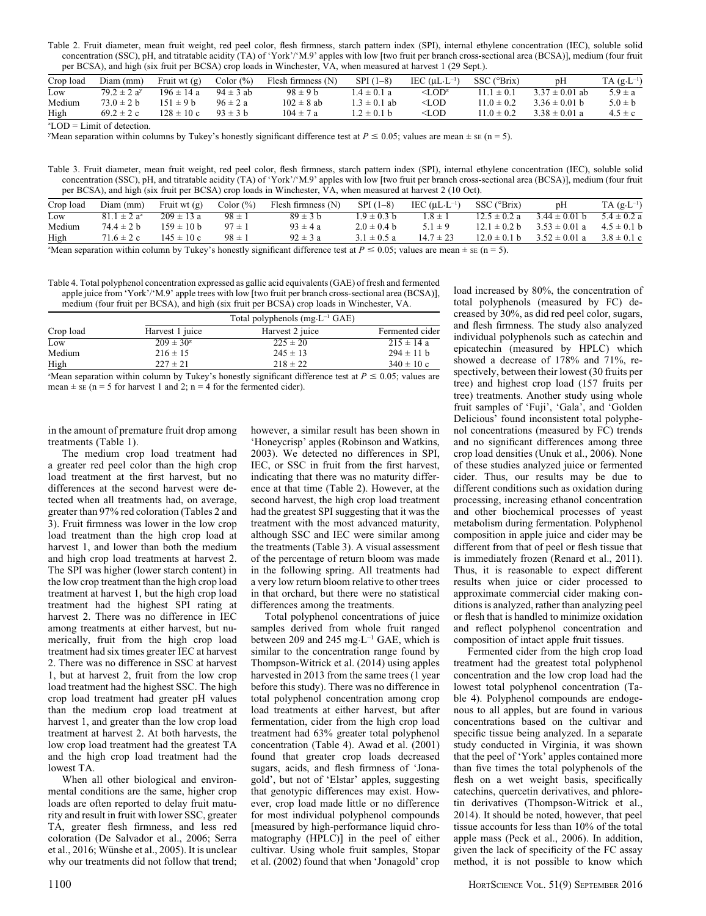Table 2. Fruit diameter, mean fruit weight, red peel color, flesh firmness, starch pattern index (SPI), internal ethylene concentration (IEC), soluble solid concentration (SSC), pH, and titratable acidity (TA) of 'York'/'M.9' apples with low [two fruit per branch cross-sectional area (BCSA)], medium (four fruit per BCSA), and high (six fruit per BCSA) crop loads in Winchester, VA, when measured at harvest 1 (29 Sept.).

| Crop load | Diam (mm) | Fruit wt (g) | Color (%) | Flesh firmness (N) | SPI (1–8) | IEC (μL·L$^{-1}$) | SSC (°Brix) | pH | TA (g·L$^{-1}$) |
|---|---|---|---|---|---|---|---|---|---|
| Low | 79.2 ± 2 a[y] | 196 ± 14 a | 94 ± 3 ab | 98 ± 9 b | 1.4 ± 0.1 a | <LOD[z] | 11.1 ± 0.1 | 3.37 ± 0.01 ab | 5.9 ± a |
| Medium | 73.0 ± 2 b | 151 ± 9 b | 96 ± 2 a | 102 ± 8 ab | 1.3 ± 0.1 ab | <LOD | 11.0 ± 0.2 | 3.36 ± 0.01 b | 5.0 ± b |
| High | 69.2 ± 2 c | 128 ± 10 c | 93 ± 3 b | 104 ± 7 a | 1.2 ± 0.1 b | <LOD | 11.0 ± 0.2 | 3.38 ± 0.01 a | 4.5 ± c |

[z]LOD = Limit of detection.

[y]Mean separation within columns by Tukey's honestly significant difference test at $P \leq 0.05$; values are mean ± SE (n = 5).

Table 3. Fruit diameter, mean fruit weight, red peel color, flesh firmness, starch pattern index (SPI), internal ethylene concentration (IEC), soluble solid concentration (SSC), pH, and titratable acidity (TA) of 'York'/'M.9' apples with low [two fruit per branch cross-sectional area (BCSA)], medium (four fruit per BCSA), and high (six fruit per BCSA) crop loads in Winchester, VA, when measured at harvest 2 (10 Oct).

| Crop load | Diam (mm) | Fruit wt (g) | Color (%) | Flesh firmness (N) | SPI (1–8) | IEC (μL·L$^{-1}$) | SSC (°Brix) | pH | TA (g·L$^{-1}$) |
|---|---|---|---|---|---|---|---|---|---|
| Low | 81.1 ± 2 a[z] | 209 ± 13 a | 98 ± 1 | 89 ± 3 b | 1.9 ± 0.3 b | 1.8 ± 1 | 12.5 ± 0.2 a | 3.44 ± 0.01 b | 5.4 ± 0.2 a |
| Medium | 74.4 ± 2 b | 159 ± 10 b | 97 ± 1 | 93 ± 4 a | 2.0 ± 0.4 b | 5.1 ± 9 | 12.1 ± 0.2 b | 3.53 ± 0.01 a | 4.5 ± 0.1 b |
| High | 71.6 ± 2 c | 145 ± 10 c | 98 ± 1 | 92 ± 3 a | 3.1 ± 0.5 a | 14.7 ± 23 | 12.0 ± 0.1 b | 3.52 ± 0.01 a | 3.8 ± 0.1 c |

[z]Mean separation within column by Tukey's honestly significant difference test at $P \leq 0.05$; values are mean ± SE (n = 5).

Table 4. Total polyphenol concentration expressed as gallic acid equivalents (GAE) of fresh and fermented apple juice from 'York'/'M.9' apple trees with low [two fruit per branch cross-sectional area (BCSA)], medium (four fruit per BCSA), and high (six fruit per BCSA) crop loads in Winchester, VA.

| Crop load | Total polyphenols (mg·L$^{-1}$ GAE) | | |
|---|---|---|---|
| | Harvest 1 juice | Harvest 2 juice | Fermented cider |
| Low | 209 ± 30[z] | 225 ± 20 | 215 ± 14 a |
| Medium | 216 ± 15 | 245 ± 13 | 294 ± 11 b |
| High | 227 ± 21 | 218 ± 22 | 340 ± 10 c |

[z]Mean separation within column by Tukey's honestly significant difference test at $P \leq 0.05$; values are mean ± SE (n = 5 for harvest 1 and 2; n = 4 for the fermented cider).

in the amount of premature fruit drop among treatments (Table 1).

The medium crop load treatment had a greater red peel color than the high crop load treatment at the first harvest, but no differences at the second harvest were detected when all treatments had, on average, greater than 97% red coloration (Tables 2 and 3). Fruit firmness was lower in the low crop load treatment than the high crop load at harvest 1, and lower than both the medium and high crop load treatments at harvest 2. The SPI was higher (lower starch content) in the low crop treatment than the high crop load treatment at harvest 1, but the high crop load treatment had the highest SPI rating at harvest 2. There was no difference in IEC among treatments at either harvest, but numerically, fruit from the high crop load treatment had six times greater IEC at harvest 2. There was no difference in SSC at harvest 1, but at harvest 2, fruit from the low crop load treatment had the highest SSC. The high crop load treatment had greater pH values than the medium crop load treatment at harvest 1, and greater than the low crop load treatment at harvest 2. At both harvests, the low crop load treatment had the greatest TA and the high crop load treatment had the lowest TA.

When all other biological and environmental conditions are the same, higher crop loads are often reported to delay fruit maturity and result in fruit with lower SSC, greater TA, greater flesh firmness, and less red coloration (De Salvador et al., 2006; Serra et al., 2016; Wünshe et al., 2005). It is unclear why our treatments did not follow that trend; however, a similar result has been shown in 'Honeycrisp' apples (Robinson and Watkins, 2003). We detected no differences in SPI, IEC, or SSC in fruit from the first harvest, indicating that there was no maturity difference at that time (Table 2). However, at the second harvest, the high crop load treatment had the greatest SPI suggesting that it was the treatment with the most advanced maturity, although SSC and IEC were similar among the treatments (Table 3). A visual assessment of the percentage of return bloom was made in the following spring. All treatments had a very low return bloom relative to other trees in that orchard, but there were no statistical differences among the treatments.

Total polyphenol concentrations of juice samples derived from whole fruit ranged between 209 and 245 mg·L$^{-1}$ GAE, which is similar to the concentration range found by Thompson-Witrick et al. (2014) using apples harvested in 2013 from the same trees (1 year before this study). There was no difference in total polyphenol concentration among crop load treatments at either harvest, but after fermentation, cider from the high crop load treatment had 63% greater total polyphenol concentration (Table 4). Awad et al. (2001) found that greater crop loads decreased sugars, acids, and flesh firmness of 'Jonagold', but not of 'Elstar' apples, suggesting that genotypic differences may exist. However, crop load made little or no difference for most individual polyphenol compounds [measured by high-performance liquid chromatography (HPLC)] in the peel of either cultivar. Using whole fruit samples, Stopar et al. (2002) found that when 'Jonagold' crop load increased by 80%, the concentration of total polyphenols (measured by FC) decreased by 30%, as did red peel color, sugars, and flesh firmness. The study also analyzed individual polyphenols such as catechin and epicatechin (measured by HPLC) which showed a decrease of 178% and 71%, respectively, between their lowest (30 fruits per tree) and highest crop load (157 fruits per tree) treatments. Another study using whole fruit samples of 'Fuji', 'Gala', and 'Golden Delicious' found inconsistent total polyphenol concentrations (measured by FC) trends and no significant differences among three crop load densities (Unuk et al., 2006). None of these studies analyzed juice or fermented cider. Thus, our results may be due to different conditions such as oxidation during processing, increasing ethanol concentration and other biochemical processes of yeast metabolism during fermentation. Polyphenol composition in apple juice and cider may be different from that of peel or flesh tissue that is immediately frozen (Renard et al., 2011). Thus, it is reasonable to expect different results when juice or cider processed to approximate commercial cider making conditions is analyzed, rather than analyzing peel or flesh that is handled to minimize oxidation and reflect polyphenol concentration and composition of intact apple fruit tissues.

Fermented cider from the high crop load treatment had the greatest total polyphenol concentration and the low crop load had the lowest total polyphenol concentration (Table 4). Polyphenol compounds are endogenous to all apples, but are found in various concentrations based on the cultivar and specific tissue being analyzed. In a separate study conducted in Virginia, it was shown that the peel of 'York' apples contained more than five times the total polyphenols of the flesh on a wet weight basis, specifically catechins, quercetin derivatives, and phloretin derivatives (Thompson-Witrick et al., 2014). It should be noted, however, that peel tissue accounts for less than 10% of the total apple mass (Peck et al., 2006). In addition, given the lack of specificity of the FC assay method, it is not possible to know which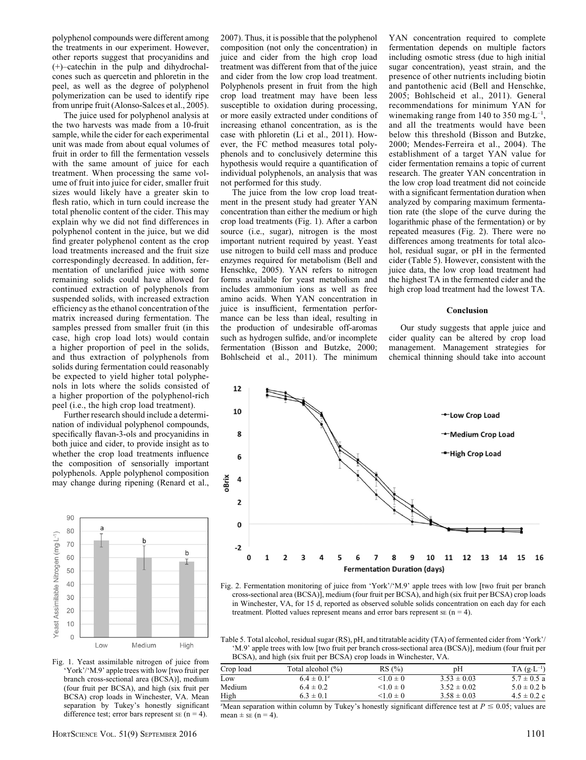polyphenol compounds were different among the treatments in our experiment. However, other reports suggest that procyanidins and (+)–catechin in the pulp and dihydrochalcones such as quercetin and phloretin in the peel, as well as the degree of polyphenol polymerization can be used to identify ripe from unripe fruit (Alonso-Salces et al., 2005).

The juice used for polyphenol analysis at the two harvests was made from a 10-fruit sample, while the cider for each experimental unit was made from about equal volumes of fruit in order to fill the fermentation vessels with the same amount of juice for each treatment. When processing the same volume of fruit into juice for cider, smaller fruit sizes would likely have a greater skin to flesh ratio, which in turn could increase the total phenolic content of the cider. This may explain why we did not find differences in polyphenol content in the juice, but we did find greater polyphenol content as the crop load treatments increased and the fruit size correspondingly decreased. In addition, fermentation of unclarified juice with some remaining solids could have allowed for continued extraction of polyphenols from suspended solids, with increased extraction efficiency as the ethanol concentration of the matrix increased during fermentation. The samples pressed from smaller fruit (in this case, high crop load lots) would contain a higher proportion of peel in the solids, and thus extraction of polyphenols from solids during fermentation could reasonably be expected to yield higher total polyphenols in lots where the solids consisted of a higher proportion of the polyphenol-rich peel (i.e., the high crop load treatment).

Further research should include a determination of individual polyphenol compounds, specifically flavan-3-ols and procyanidins in both juice and cider, to provide insight as to whether the crop load treatments influence the composition of sensorially important polyphenols. Apple polyphenol composition may change during ripening (Renard et al., 2007). Thus, it is possible that the polyphenol composition (not only the concentration) in juice and cider from the high crop load treatment was different from that of the juice and cider from the low crop load treatment. Polyphenols present in fruit from the high crop load treatment may have been less susceptible to oxidation during processing, or more easily extracted under conditions of increasing ethanol concentration, as is the case with phloretin (Li et al., 2011). However, the FC method measures total polyphenols and to conclusively determine this hypothesis would require a quantification of individual polyphenols, an analysis that was not performed for this study.

The juice from the low crop load treatment in the present study had greater YAN concentration than either the medium or high crop load treatments (Fig. 1). After a carbon source (i.e., sugar), nitrogen is the most important nutrient required by yeast. Yeast use nitrogen to build cell mass and produce enzymes required for metabolism (Bell and Henschke, 2005). YAN refers to nitrogen forms available for yeast metabolism and includes ammonium ions as well as free amino acids. When YAN concentration in juice is insufficient, fermentation performance can be less than ideal, resulting in the production of undesirable off-aromas such as hydrogen sulfide, and/or incomplete fermentation (Bisson and Butzke, 2000; Bohlscheid et al., 2011). The minimum YAN concentration required to complete fermentation depends on multiple factors including osmotic stress (due to high initial sugar concentration), yeast strain, and the presence of other nutrients including biotin and pantothenic acid (Bell and Henschke, 2005; Bohlscheid et al., 2011). General recommendations for minimum YAN for winemaking range from 140 to 350 mg·L$^{-1}$, and all the treatments would have been below this threshold (Bisson and Butzke, 2000; Mendes-Ferreira et al., 2004). The establishment of a target YAN value for cider fermentation remains a topic of current research. The greater YAN concentration in the low crop load treatment did not coincide with a significant fermentation duration when analyzed by comparing maximum fermentation rate (the slope of the curve during the logarithmic phase of the fermentation) or by repeated measures (Fig. 2). There were no differences among treatments for total alcohol, residual sugar, or pH in the fermented cider (Table 5). However, consistent with the juice data, the low crop load treatment had the highest TA in the fermented cider and the high crop load treatment had the lowest TA.

## Conclusion

Our study suggests that apple juice and cider quality can be altered by crop load management. Management strategies for chemical thinning should take into account

Yeast Assimilable Nitrogen (mg L-1)
90 80 70 60 50 40 30 20 10 0
a b b
Low Medium High

Fig. 1. Yeast assimilable nitrogen of juice from 'York'/'M.9' apple trees with low [two fruit per branch cross-sectional area (BCSA)], medium (four fruit per BCSA), and high (six fruit per BCSA) crop loads in Winchester, VA. Mean separation by Tukey's honestly significant difference test; error bars represent SE (n = 4).

oBrix
12 10 8 6 4 2 0 -2
0 1 2 3 4 5 6 7 8 9 10 11 12 13 14 15 16
Fermentation Duration (days)
Low Crop Load
Medium Crop Load
High Crop Load

Fig. 2. Fermentation monitoring of juice from 'York'/'M.9' apple trees with low [two fruit per branch cross-sectional area (BCSA)], medium (four fruit per BCSA), and high (six fruit per BCSA) crop loads in Winchester, VA, for 15 d, reported as observed soluble solids concentration on each day for each treatment. Plotted values represent means and error bars represent SE (n = 4).

Table 5. Total alcohol, residual sugar (RS), pH, and titratable acidity (TA) of fermented cider from 'York'/'M.9' apple trees with low [two fruit per branch cross-sectional area (BCSA)], medium (four fruit per BCSA), and high (six fruit per BCSA) crop loads in Winchester, VA.

| Crop load | Total alcohol (%) | RS (%) | pH | TA (g·L$^{-1}$) |
|---|---|---|---|---|
| Low | 6.4 ± 0.1[z] | <1.0 ± 0 | 3.53 ± 0.03 | 5.7 ± 0.5 a |
| Medium | 6.4 ± 0.2 | <1.0 ± 0 | 3.52 ± 0.02 | 5.0 ± 0.2 b |
| High | 6.3 ± 0.1 | <1.0 ± 0 | 3.58 ± 0.03 | 4.5 ± 0.2 c |

[z]Mean separation within column by Tukey's honestly significant difference test at $P \leq 0.05$; values are mean ± SE (n = 4).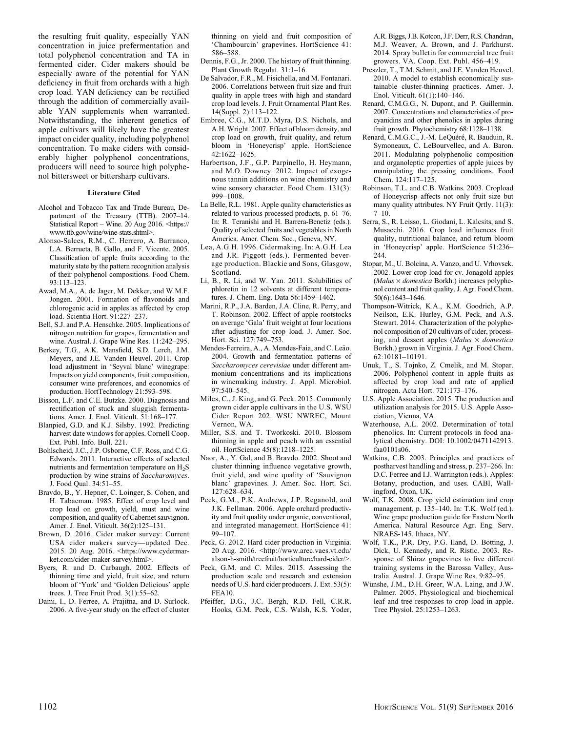the resulting fruit quality, especially YAN concentration in juice prefermentation and total polyphenol concentration and TA in fermented cider. Cider makers should be especially aware of the potential for YAN deficiency in fruit from orchards with a high crop load. YAN deficiency can be rectified through the addition of commercially available YAN supplements when warranted. Notwithstanding, the inherent genetics of apple cultivars will likely have the greatest impact on cider quality, including polyphenol concentration. To make ciders with considerably higher polyphenol concentrations, producers will need to source high polyphenol bittersweet or bittersharp cultivars.

#### Literature Cited

Alcohol and Tobacco Tax and Trade Bureau, Department of the Treasury (TTB). 2007–14. Statistical Report – Wine. 20 Aug 2016. <https://www.ttb.gov/wine/wine-stats.shtml>.

Alonso-Salces, R.M., C. Herrero, A. Barranco, L.A. Berrueta, B. Gallo, and F. Vicente. 2005. Classification of apple fruits according to the maturity state by the pattern recognition analysis of their polyphenol compositions. Food Chem. 93:113–123.

Awad, M.A., A. de Jager, M. Dekker, and W.M.F. Jongen. 2001. Formation of flavonoids and chlorogenic acid in apples as affected by crop load. Scientia Hort. 91:227–237.

Bell, S.J. and P.A. Henschke. 2005. Implications of nitrogen nutrition for grapes, fermentation and wine. Austral. J. Grape Wine Res. 11:242–295.

Berkey, T.G., A.K. Mansfield, S.D. Lerch, J.M. Meyers, and J.E. Vanden Heuvel. 2011. Crop load adjustment in 'Seyval blanc' winegrape: Impacts on yield components, fruit composition, consumer wine preferences, and economics of production. HortTechnology 21:593–598.

Bisson, L.F. and C.E. Butzke. 2000. Diagnosis and rectification of stuck and sluggish fermentations. Amer. J. Enol. Viticult. 51:168–177.

Blanpied, G.D. and K.J. Silsby. 1992. Predicting harvest date windows for apples. Cornell Coop. Ext. Publ. Info. Bull. 221.

Bohlscheid, J.C., J.P. Osborne, C.F. Ross, and C.G. Edwards. 2011. Interactive effects of selected nutrients and fermentation temperature on $H_2S$ production by wine strains of *Saccharomyces*. J. Food Qual. 34:51–55.

Bravdo, B., Y. Hepner, C. Loinger, S. Cohen, and H. Tabacman. 1985. Effect of crop level and crop load on growth, yield, must and wine composition, and quality of Cabernet sauvignon. Amer. J. Enol. Viticult. 36(2):125–131.

Brown, D. 2016. Cider maker survey: Current USA cider makers survey—updated Dec. 2015. 20 Aug. 2016. <https://www.cydermarket.com/cider-maker-survey.html>.

Byers, R. and D. Carbaugh. 2002. Effects of thinning time and yield, fruit size, and return bloom of 'York' and 'Golden Delicious' apple trees. J. Tree Fruit Prod. 3(1):55–62.

Dami, I., D. Ferree, A. Prajitna, and D. Surlock. 2006. A five-year study on the effect of cluster thinning on yield and fruit composition of 'Chambourcin' grapevines. HortScience 41: 586–588.

Dennis, F.G., Jr. 2000. The history of fruit thinning. Plant Growth Regulat. 31:1–16.

De Salvador, F.R., M. Fisichella, and M. Fontanari. 2006. Correlations between fruit size and fruit quality in apple trees with high and standard crop load levels. J. Fruit Ornamental Plant Res. 14(Suppl. 2):113–122.

Embree, C.G., M.T.D. Myra, D.S. Nichols, and A.H. Wright. 2007. Effect of bloom density, and crop load on growth, fruit quality, and return bloom in 'Honeycrisp' apple. HortScience 42:1622–1625.

Harbertson, J.F., G.P. Parpinello, H. Heymann, and M.O. Downey. 2012. Impact of exogenous tannin additions on wine chemistry and wine sensory character. Food Chem. 131(3): 999–1008.

La Belle, R.L. 1981. Apple quality characteristics as related to various processed products, p. 61–76. In: R. Teranishi and H. Barrera-Benetiz (eds.). Quality of selected fruits and vegetables in North America. Amer. Chem. Soc., Geneva, NY.

Lea, A.G.H. 1996. Cidermaking. In: A.G.H. Lea and J.R. Piggott (eds.). Fermented beverage production. Blackie and Sons, Glasgow, Scotland.

Li, B., R. Li, and W. Yan. 2011. Solubilities of phloretin in 12 solvents at different temperatures. J. Chem. Eng. Data 56:1459–1462.

Marini, R.P., J.A. Barden, J.A. Cline, R. Perry, and T. Robinson. 2002. Effect of apple rootstocks on average 'Gala' fruit weight at four locations after adjusting for crop load. J. Amer. Soc. Hort. Sci. 127:749–753.

Mendes-Ferreira, A., A. Mendes-Faia, and C. Leão. 2004. Growth and fermentation patterns of *Saccharomyces cerevisiae* under different ammonium concentrations and its implications in winemaking industry. J. Appl. Microbiol. 97:540–545.

Miles, C., J. King, and G. Peck. 2015. Commonly grown cider apple cultivars in the U.S. WSU Cider Report 202. WSU NWREC, Mount Vernon, WA.

Miller, S.S. and T. Tworkoski. 2010. Blossom thinning in apple and peach with an essential oil. HortScience 45(8):1218–1225.

Naor, A., Y. Gal, and B. Bravdo. 2002. Shoot and cluster thinning influence vegetative growth, fruit yield, and wine quality of 'Sauvignon blanc' grapevines. J. Amer. Soc. Hort. Sci. 127:628–634.

Peck, G.M., P.K. Andrews, J.P. Reganold, and J.K. Fellman. 2006. Apple orchard productivity and fruit quality under organic, conventional, and integrated management. HortScience 41: 99–107.

Peck, G. 2012. Hard cider production in Virginia. 20 Aug. 2016. <http://www.arec.vaes.vt.edu/alson-h-smith/treefruit/horticulture/hard-cider/>.

Peck, G.M. and C. Miles. 2015. Assessing the production scale and research and extension needs of U.S. hard cider producers. J. Ext. 53(5): FEA10.

Pfeiffer, D.G., J.C. Bergh, R.D. Fell, C.R.R. Hooks, G.M. Peck, C.S. Walsh, K.S. Yoder, A.R. Biggs, J.B. Kotcon, J.F. Derr, R.S. Chandran, M.J. Weaver, A. Brown, and J. Parkhurst. 2014. Spray bulletin for commercial tree fruit growers. VA. Coop. Ext. Publ. 456–419.

Preszler, T., T.M. Schmit, and J.E. Vanden Heuvel. 2010. A model to establish economically sustainable cluster-thinning practices. Amer. J. Enol. Viticult. 61(1):140–146.

Renard, C.M.G.G., N. Dupont, and P. Guillermin. 2007. Concentrations and characteristics of procyanidins and other phenolics in apples during fruit growth. Phytochemistry 68:1128–1138.

Renard, C.M.G.C., J.-M. LeQuéré, R. Bauduin, R. Symoneaux, C. LeBourvellec, and A. Baron. 2011. Modulating polyphenolic composition and organoleptic properties of apple juices by manipulating the pressing conditions. Food Chem. 124:117–125.

Robinson, T.L. and C.B. Watkins. 2003. Cropload of Honeycrisp affects not only fruit size but many quality attributes. NY Fruit Qrtly. 11(3): 7–10.

Serra, S., R. Leisso, L. Giodani, L. Kalcsits, and S. Musacchi. 2016. Crop load influences fruit quality, nutritional balance, and return bloom in 'Honeycrisp' apple. HortScience 51:236–244.

Stopar, M., U. Bolcina, A. Vanzo, and U. Vrhovsek. 2002. Lower crop load for cv. Jonagold apples (*Malus* × *domestica* Borkh.) increases polyphenol content and fruit quality. J. Agr. Food Chem. 50(6):1643–1646.

Thompson-Witrick, K.A., K.M. Goodrich, A.P. Neilson, E.K. Hurley, G.M. Peck, and A.S. Stewart. 2014. Characterization of the polyphenol composition of 20 cultivars of cider, processing, and dessert apples (*Malus* × *domestica* Borkh.) grown in Virginia. J. Agr. Food Chem. 62:10181–10191.

Unuk, T., S. Tojnko, Z. Cmelik, and M. Stopar. 2006. Polyphenol content in apple fruits as affected by crop load and rate of applied nitrogen. Acta Hort. 721:173–176.

U.S. Apple Association. 2015. The production and utilization analysis for 2015. U.S. Apple Association, Vienna, VA.

Waterhouse, A.L. 2002. Determination of total phenolics. In: Current protocols in food analytical chemistry. DOI: 10.1002/0471142913.faa0101s06.

Watkins, C.B. 2003. Principles and practices of postharvest handling and stress, p. 237–266. In: D.C. Ferree and I.J. Warrington (eds.). Apples: Botany, production, and uses. CABI, Wallingford, Oxon, UK.

Wolf, T.K. 2008. Crop yield estimation and crop management, p. 135–140. In: T.K. Wolf (ed.). Wine grape production guide for Eastern North America. Natural Resource Agr. Eng. Serv. NRAES-145. Ithaca, NY.

Wolf, T.K., P.R. Dry, P.G. Iland, D. Botting, J. Dick, U. Kennedy, and R. Ristic. 2003. Response of Shiraz grapevines to five different training systems in the Barossa Valley, Australia. Austral. J. Grape Wine Res. 9:82–95.

Wünshe, J.M., D.H. Greer, W.A. Laing, and J.W. Palmer. 2005. Physiological and biochemical leaf and tree responses to crop load in apple. Tree Physiol. 25:1253–1263.